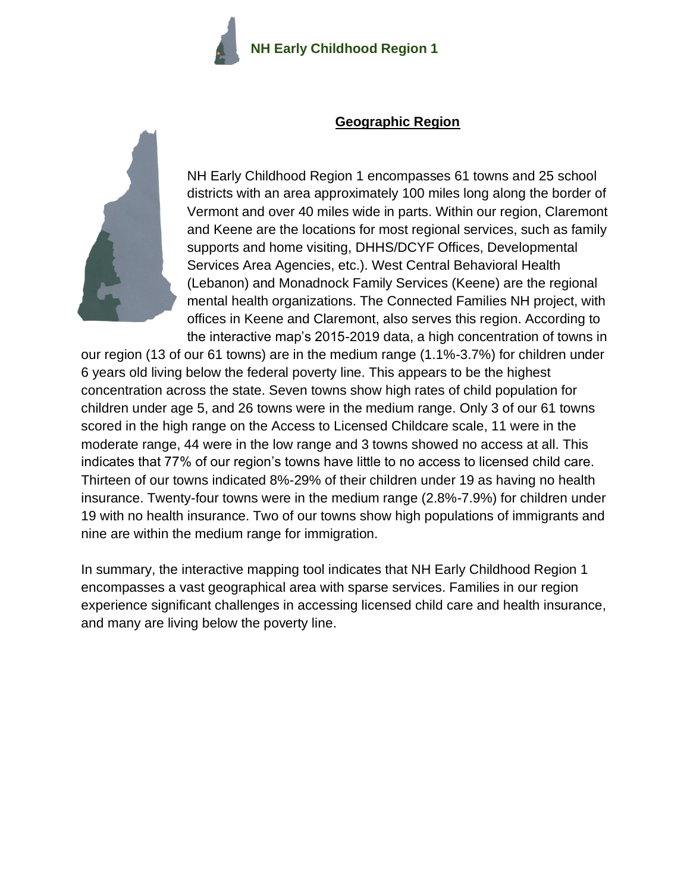# NH Early Childhood Region 1

## Geographic Region

NH Early Childhood Region 1 encompasses 61 towns and 25 school districts with an area approximately 100 miles long along the border of Vermont and over 40 miles wide in parts. Within our region, Claremont and Keene are the locations for most regional services, such as family supports and home visiting, DHHS/DCYF Offices, Developmental Services Area Agencies, etc.). West Central Behavioral Health (Lebanon) and Monadnock Family Services (Keene) are the regional mental health organizations. The Connected Families NH project, with offices in Keene and Claremont, also serves this region. According to the interactive map's 2015-2019 data, a high concentration of towns in our region (13 of our 61 towns) are in the medium range (1.1%-3.7%) for children under 6 years old living below the federal poverty line. This appears to be the highest concentration across the state. Seven towns show high rates of child population for children under age 5, and 26 towns were in the medium range. Only 3 of our 61 towns scored in the high range on the Access to Licensed Childcare scale, 11 were in the moderate range, 44 were in the low range and 3 towns showed no access at all. This indicates that 77% of our region's towns have little to no access to licensed child care. Thirteen of our towns indicated 8%-29% of their children under 19 as having no health insurance. Twenty-four towns were in the medium range (2.8%-7.9%) for children under 19 with no health insurance. Two of our towns show high populations of immigrants and nine are within the medium range for immigration.

In summary, the interactive mapping tool indicates that NH Early Childhood Region 1 encompasses a vast geographical area with sparse services. Families in our region experience significant challenges in accessing licensed child care and health insurance, and many are living below the poverty line.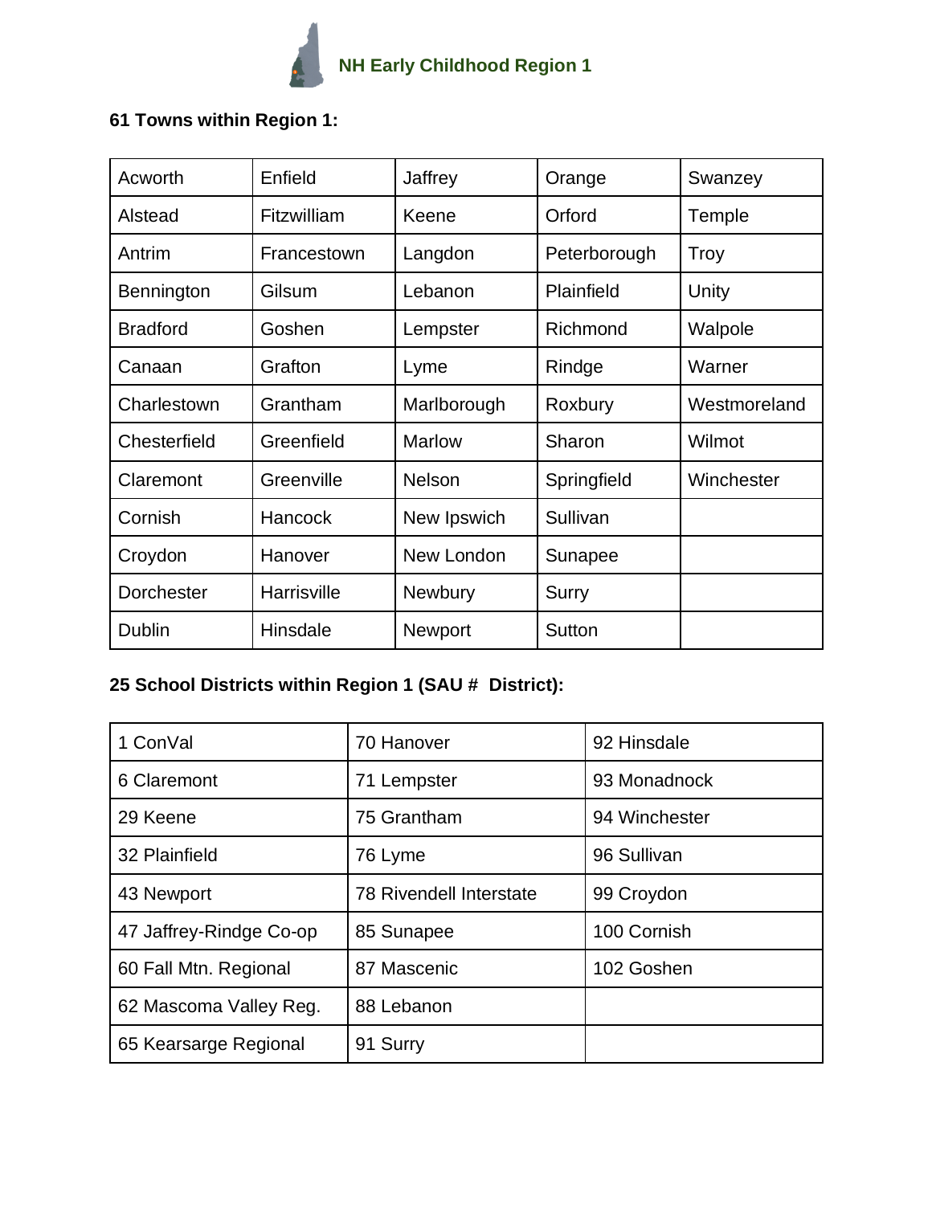## NH Early Childhood Region 1

**61 Towns within Region 1:**

| Acworth | Enfield | Jaffrey | Orange | Swanzey |
|---|---|---|---|---|
| Alstead | Fitzwilliam | Keene | Orford | Temple |
| Antrim | Francestown | Langdon | Peterborough | Troy |
| Bennington | Gilsum | Lebanon | Plainfield | Unity |
| Bradford | Goshen | Lempster | Richmond | Walpole |
| Canaan | Grafton | Lyme | Rindge | Warner |
| Charlestown | Grantham | Marlborough | Roxbury | Westmoreland |
| Chesterfield | Greenfield | Marlow | Sharon | Wilmot |
| Claremont | Greenville | Nelson | Springfield | Winchester |
| Cornish | Hancock | New Ipswich | Sullivan | |
| Croydon | Hanover | New London | Sunapee | |
| Dorchester | Harrisville | Newbury | Surry | |
| Dublin | Hinsdale | Newport | Sutton | |

**25 School Districts within Region 1 (SAU # District):**

| 1 ConVal | 70 Hanover | 92 Hinsdale |
|---|---|---|
| 6 Claremont | 71 Lempster | 93 Monadnock |
| 29 Keene | 75 Grantham | 94 Winchester |
| 32 Plainfield | 76 Lyme | 96 Sullivan |
| 43 Newport | 78 Rivendell Interstate | 99 Croydon |
| 47 Jaffrey-Rindge Co-op | 85 Sunapee | 100 Cornish |
| 60 Fall Mtn. Regional | 87 Mascenic | 102 Goshen |
| 62 Mascoma Valley Reg. | 88 Lebanon | |
| 65 Kearsarge Regional | 91 Surry | |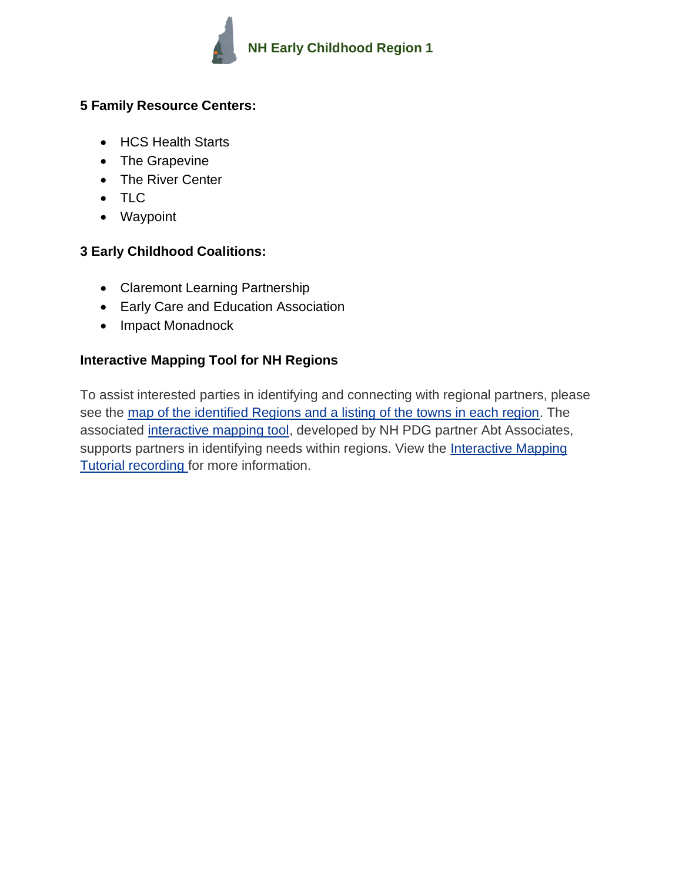NH Early Childhood Region 1

**5 Family Resource Centers:**

- HCS Health Starts
- The Grapevine
- The River Center
- TLC
- Waypoint

**3 Early Childhood Coalitions:**

- Claremont Learning Partnership
- Early Care and Education Association
- Impact Monadnock

**Interactive Mapping Tool for NH Regions**

To assist interested parties in identifying and connecting with regional partners, please see the map of the identified Regions and a listing of the towns in each region. The associated interactive mapping tool, developed by NH PDG partner Abt Associates, supports partners in identifying needs within regions. View the Interactive Mapping Tutorial recording for more information.